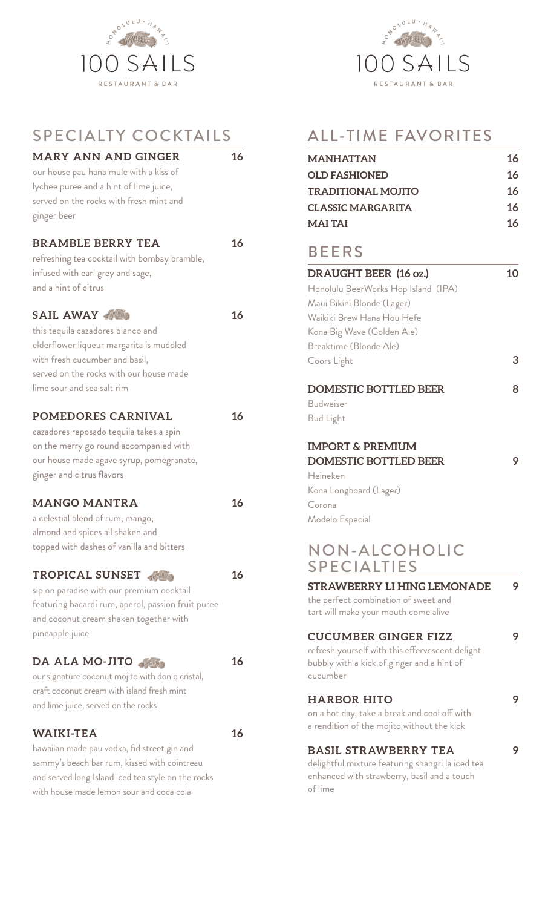# 100 SAILS

RESTAURANT & BAR

HONOLULU · HAWAI'I

## SPECIALTY COCKTAILS

### MARY ANN AND GINGER — 16

our house pau hana mule with a kiss of lychee puree and a hint of lime juice, served on the rocks with fresh mint and ginger beer

### BRAMBLE BERRY TEA — 16

refreshing tea cocktail with bombay bramble, infused with earl grey and sage, and a hint of citrus

### SAIL AWAY — 16

this tequila cazadores blanco and elderflower liqueur margarita is muddled with fresh cucumber and basil, served on the rocks with our house made lime sour and sea salt rim

### POMEDORES CARNIVAL — 16

cazadores reposado tequila takes a spin on the merry go round accompanied with our house made agave syrup, pomegranate, ginger and citrus flavors

### MANGO MANTRA — 16

a celestial blend of rum, mango, almond and spices all shaken and topped with dashes of vanilla and bitters

### TROPICAL SUNSET — 16

sip on paradise with our premium cocktail featuring bacardi rum, aperol, passion fruit puree and coconut cream shaken together with pineapple juice

### DA ALA MO-JITO — 16

our signature coconut mojito with don q cristal, craft coconut cream with island fresh mint and lime juice, served on the rocks

### WAIKI-TEA — 16

hawaiian made pau vodka, fid street gin and sammy's beach bar rum, kissed with cointreau and served long Island iced tea style on the rocks with house made lemon sour and coca cola

## ALL-TIME FAVORITES

| | |
|---|---|
| MANHATTAN | 16 |
| OLD FASHIONED | 16 |
| TRADITIONAL MOJITO | 16 |
| CLASSIC MARGARITA | 16 |
| MAI TAI | 16 |

## BEERS

### DRAUGHT BEER (16 oz.) — 10

Honolulu BeerWorks Hop Island (IPA)
Maui Bikini Blonde (Lager)
Waikiki Brew Hana Hou Hefe
Kona Big Wave (Golden Ale)
Breaktime (Blonde Ale)
Coors Light — 3

### DOMESTIC BOTTLED BEER — 8

Budweiser
Bud Light

### IMPORT & PREMIUM DOMESTIC BOTTLED BEER — 9

Heineken
Kona Longboard (Lager)
Corona
Modelo Especial

## NON-ALCOHOLIC SPECIALTIES

### STRAWBERRY LI HING LEMONADE — 9

the perfect combination of sweet and tart will make your mouth come alive

### CUCUMBER GINGER FIZZ — 9

refresh yourself with this effervescent delight bubbly with a kick of ginger and a hint of cucumber

### HARBOR HITO — 9

on a hot day, take a break and cool off with a rendition of the mojito without the kick

### BASIL STRAWBERRY TEA — 9

delightful mixture featuring shangri la iced tea enhanced with strawberry, basil and a touch of lime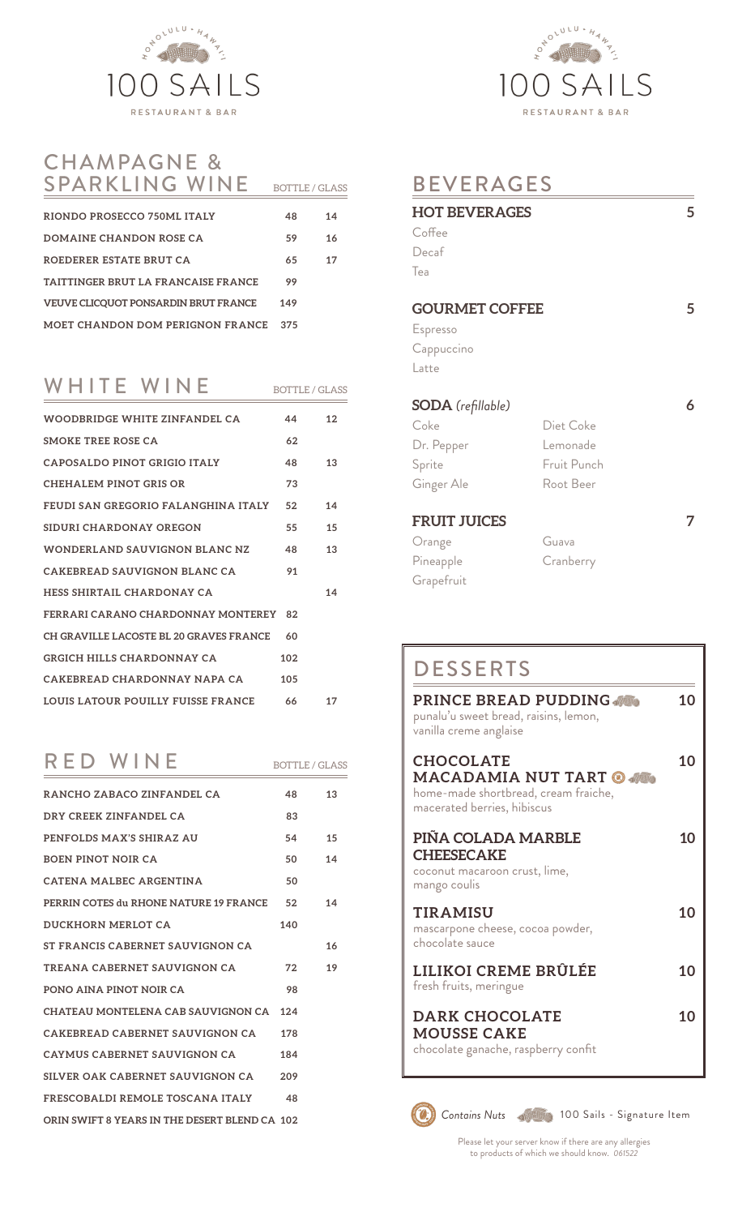# 100 SAILS

RESTAURANT & BAR

HONOLULU • HAWAI'I

## CHAMPAGNE & SPARKLING WINE

| | BOTTLE | GLASS |
|---|---|---|
| RIONDO PROSECCO 750ML ITALY | 48 | 14 |
| DOMAINE CHANDON ROSE CA | 59 | 16 |
| ROEDERER ESTATE BRUT CA | 65 | 17 |
| TAITTINGER BRUT LA FRANCAISE FRANCE | 99 | |
| VEUVE CLICQUOT PONSARDIN BRUT FRANCE | 149 | |
| MOET CHANDON DOM PERIGNON FRANCE | 375 | |

## WHITE WINE

| | BOTTLE | GLASS |
|---|---|---|
| WOODBRIDGE WHITE ZINFANDEL CA | 44 | 12 |
| SMOKE TREE ROSE CA | 62 | |
| CAPOSALDO PINOT GRIGIO ITALY | 48 | 13 |
| CHEHALEM PINOT GRIS OR | 73 | |
| FEUDI SAN GREGORIO FALANGHINA ITALY | 52 | 14 |
| SIDURI CHARDONAY OREGON | 55 | 15 |
| WONDERLAND SAUVIGNON BLANC NZ | 48 | 13 |
| CAKEBREAD SAUVIGNON BLANC CA | 91 | |
| HESS SHIRTAIL CHARDONAY CA | | 14 |
| FERRARI CARANO CHARDONNAY MONTEREY | 82 | |
| CH GRAVILLE LACOSTE BL 20 GRAVES FRANCE | 60 | |
| GRGICH HILLS CHARDONNAY CA | 102 | |
| CAKEBREAD CHARDONNAY NAPA CA | 105 | |
| LOUIS LATOUR POUILLY FUISSE FRANCE | 66 | 17 |

## RED WINE

| | BOTTLE | GLASS |
|---|---|---|
| RANCHO ZABACO ZINFANDEL CA | 48 | 13 |
| DRY CREEK ZINFANDEL CA | 83 | |
| PENFOLDS MAX'S SHIRAZ AU | 54 | 15 |
| BOEN PINOT NOIR CA | 50 | 14 |
| CATENA MALBEC ARGENTINA | 50 | |
| PERRIN COTES du RHONE NATURE 19 FRANCE | 52 | 14 |
| DUCKHORN MERLOT CA | 140 | |
| ST FRANCIS CABERNET SAUVIGNON CA | | 16 |
| TREANA CABERNET SAUVIGNON CA | 72 | 19 |
| PONO AINA PINOT NOIR CA | 98 | |
| CHATEAU MONTELENA CAB SAUVIGNON CA | 124 | |
| CAKEBREAD CABERNET SAUVIGNON CA | 178 | |
| CAYMUS CABERNET SAUVIGNON CA | 184 | |
| SILVER OAK CABERNET SAUVIGNON CA | 209 | |
| FRESCOBALDI REMOLE TOSCANA ITALY | 48 | |
| ORIN SWIFT 8 YEARS IN THE DESERT BLEND CA | 102 | |

## BEVERAGES

### HOT BEVERAGES — 5

Coffee
Decaf
Tea

### GOURMET COFFEE — 5

Espresso
Cappuccino
Latte

### SODA *(refillable)* — 6

Coke
Dr. Pepper
Sprite
Ginger Ale
Diet Coke
Lemonade
Fruit Punch
Root Beer

### FRUIT JUICES — 7

Orange
Pineapple
Grapefruit
Guava
Cranberry

## DESSERTS

**PRINCE BREAD PUDDING** (Signature Item) — 10
punalu'u sweet bread, raisins, lemon, vanilla creme anglaise

**CHOCOLATE MACADAMIA NUT TART** (Contains Nuts) (Signature Item) — 10
home-made shortbread, cream fraiche, macerated berries, hibiscus

**PIÑA COLADA MARBLE CHEESECAKE** — 10
coconut macaroon crust, lime, mango coulis

**TIRAMISU** — 10
mascarpone cheese, cocoa powder, chocolate sauce

**LILIKOI CREME BRÛLÉE** — 10
fresh fruits, meringue

**DARK CHOCOLATE MOUSSE CAKE** — 10
chocolate ganache, raspberry confit

*Contains Nuts* 100 Sails - Signature Item

Please let your server know if there are any allergies to products of which we should know. *061522*